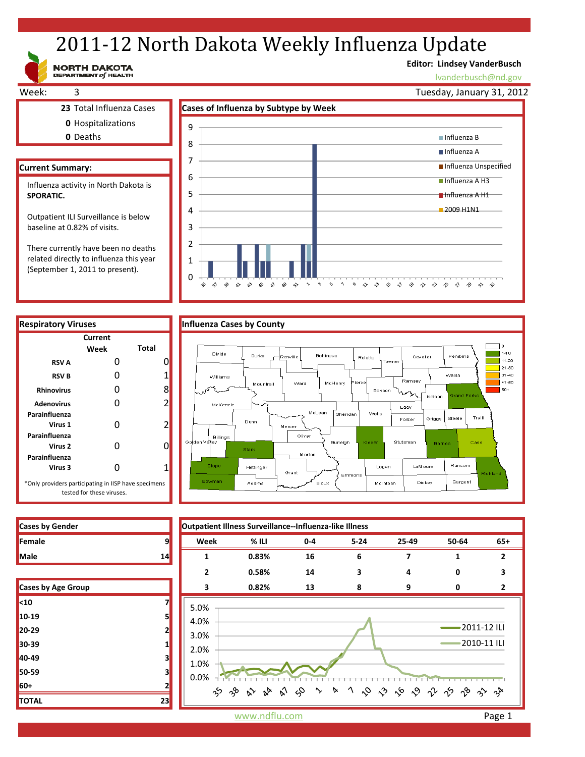# 2011-12 North Dakota Weekly Influenza Update

NORTH DAKOTA DEPARTMENT of HEALTH

**Editor: Lindsey VanderBusch**

lvanderbusch@nd.gov

Week: 3

Tuesday, January 31, 2012

**23** Total Influenza Cases

**0** Hospitalizations

**0** Deaths

## Current Summary:

Influenza activity in North Dakota is **SPORATIC.**

Outpatient ILI Surveillance is below baseline at 0.82% of visits.

There currently have been no deaths related directly to influenza this year (September 1, 2011 to present).

## Cases of Influenza by Subtype by Week

## Respiratory Viruses

| | Current Week | Total |
|---|---|---|
| **RSV A** | 0 | 0 |
| **RSV B** | 0 | 1 |
| **Rhinovirus** | 0 | 8 |
| **Adenovirus** | 0 | 2 |
| **Parainfluenza Virus 1** | 0 | 2 |
| **Parainfluenza Virus 2** | 0 | 0 |
| **Parainfluenza Virus 3** | 0 | 1 |

*Only providers participating in IISP have specimens tested for these viruses.

## Influenza Cases by County

## Cases by Gender

| | |
|---|---|
| **Female** | 9 |
| **Male** | 14 |

## Cases by Age Group

| | |
|---|---|
| **<10** | 7 |
| **10-19** | 5 |
| **20-29** | 2 |
| **30-39** | 1 |
| **40-49** | 3 |
| **50-59** | 3 |
| **60+** | 2 |
| **TOTAL** | 23 |

## Outpatient Illness Surveillance--Influenza-like Illness

| Week | % ILI | 0-4 | 5-24 | 25-49 | 50-64 | 65+ |
|---|---|---|---|---|---|---|
| 1 | 0.83% | 16 | 6 | 7 | 1 | 2 |
| 2 | 0.58% | 14 | 3 | 4 | 0 | 3 |
| 3 | 0.82% | 13 | 8 | 9 | 0 | 2 |

www.ndflu.com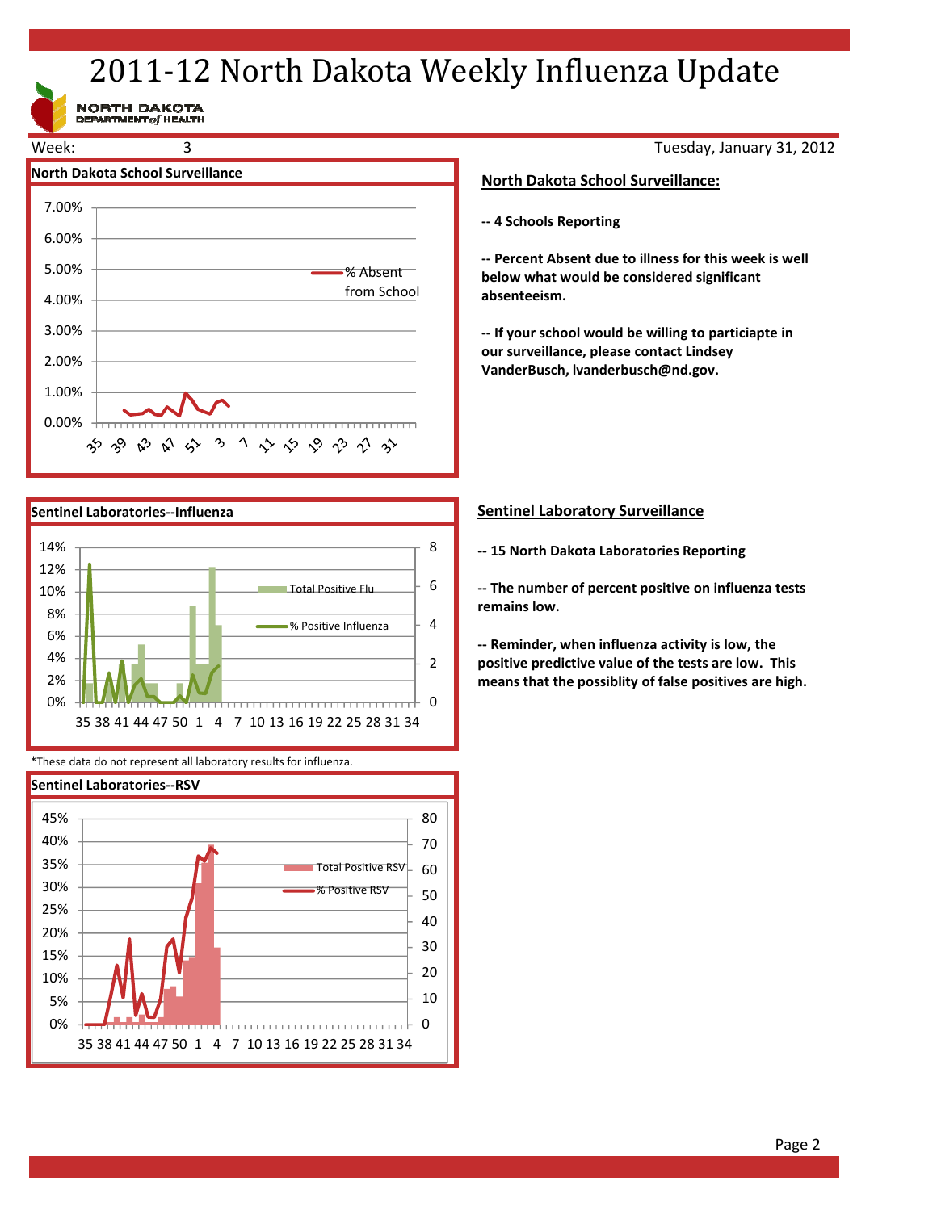# 2011-12 North Dakota Weekly Influenza Update

NORTH DAKOTA DEPARTMENT *of* HEALTH

Week: 3 — Tuesday, January 31, 2012

### North Dakota School Surveillance

## North Dakota School Surveillance:

**-- 4 Schools Reporting**

**-- Percent Absent due to illness for this week is well below what would be considered significant absenteeism.**

**-- If your school would be willing to particiapte in our surveillance, please contact Lindsey VanderBusch, lvanderbusch@nd.gov.**

### Sentinel Laboratories--Influenza

## Sentinel Laboratory Surveillance

**-- 15 North Dakota Laboratories Reporting**

**-- The number of percent positive on influenza tests remains low.**

**-- Reminder, when influenza activity is low, the positive predictive value of the tests are low. This means that the possiblity of false positives are high.**

*These data do not represent all laboratory results for influenza.

### Sentinel Laboratories--RSV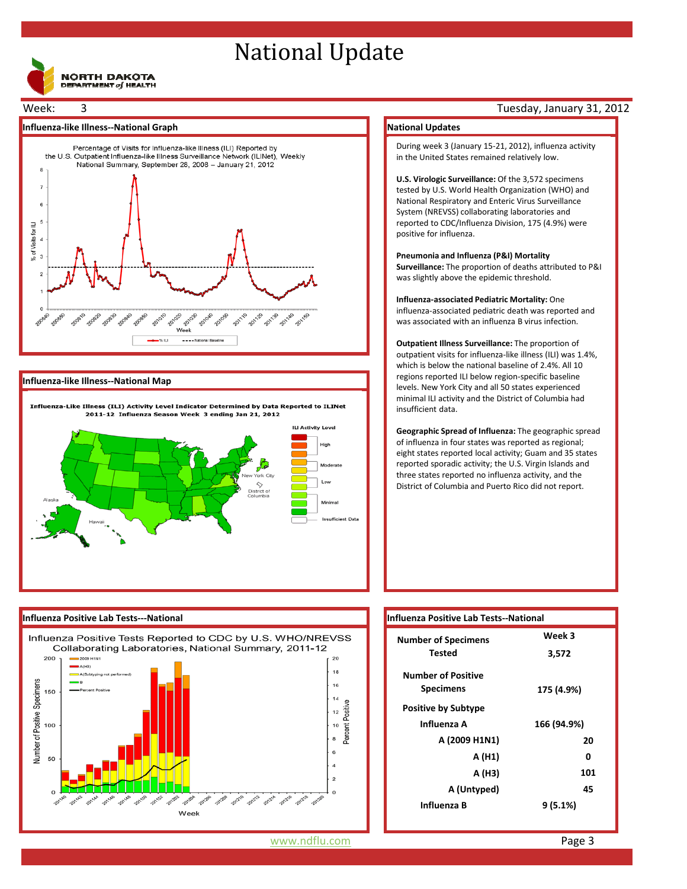# National Update

NORTH DAKOTA DEPARTMENT of HEALTH

Week: 3

Tuesday, January 31, 2012

## Influenza-like Illness--National Graph

Percentage of Visits for Influenza-like Illness (ILI) Reported by the U.S. Outpatient Influenza-like Illness Surveillance Network (ILINet), Weekly National Summary, September 28, 2008 – January 21, 2012

% of Visits for ILI

Week

% ILI

National Baseline

## Influenza-like Illness--National Map

Influenza-Like Illness (ILI) Activity Level Indicator Determined by Data Reported to ILINet 2011-12 Influenza Season Week 3 ending Jan 21, 2012

ILI Activity Level

High

Moderate

Low

Minimal

Insufficient Data

New York City

District of Columbia

Alaska

Hawaii

## National Updates

During week 3 (January 15-21, 2012), influenza activity in the United States remained relatively low.

**U.S. Virologic Surveillance:** Of the 3,572 specimens tested by U.S. World Health Organization (WHO) and National Respiratory and Enteric Virus Surveillance System (NREVSS) collaborating laboratories and reported to CDC/Influenza Division, 175 (4.9%) were positive for influenza.

**Pneumonia and Influenza (P&I) Mortality Surveillance:** The proportion of deaths attributed to P&I was slightly above the epidemic threshold.

**Influenza-associated Pediatric Mortality:** One influenza-associated pediatric death was reported and was associated with an influenza B virus infection.

**Outpatient Illness Surveillance:** The proportion of outpatient visits for influenza-like illness (ILI) was 1.4%, which is below the national baseline of 2.4%. All 10 regions reported ILI below region-specific baseline levels. New York City and all 50 states experienced minimal ILI activity and the District of Columbia had insufficient data.

**Geographic Spread of Influenza:** The geographic spread of influenza in four states was reported as regional; eight states reported local activity; Guam and 35 states reported sporadic activity; the U.S. Virgin Islands and three states reported no influenza activity, and the District of Columbia and Puerto Rico did not report.

## Influenza Positive Lab Tests---National

Influenza Positive Tests Reported to CDC by U.S. WHO/NREVSS Collaborating Laboratories, National Summary, 2011-12

2009 H1N1

A(H3)

A(Subtyping not performed)

B

Percent Positive

Number of Positive Specimens

Percent Positive

Week

## Influenza Positive Lab Tests--National

| | Week 3 |
|---|---|
| **Number of Specimens Tested** | **3,572** |
| **Number of Positive Specimens** | **175 (4.9%)** |
| **Positive by Subtype** | |
| **Influenza A** | **166 (94.9%)** |
| **A (2009 H1N1)** | **20** |
| **A (H1)** | **0** |
| **A (H3)** | **101** |
| **A (Untyped)** | **45** |
| **Influenza B** | **9 (5.1%)** |

www.ndflu.com